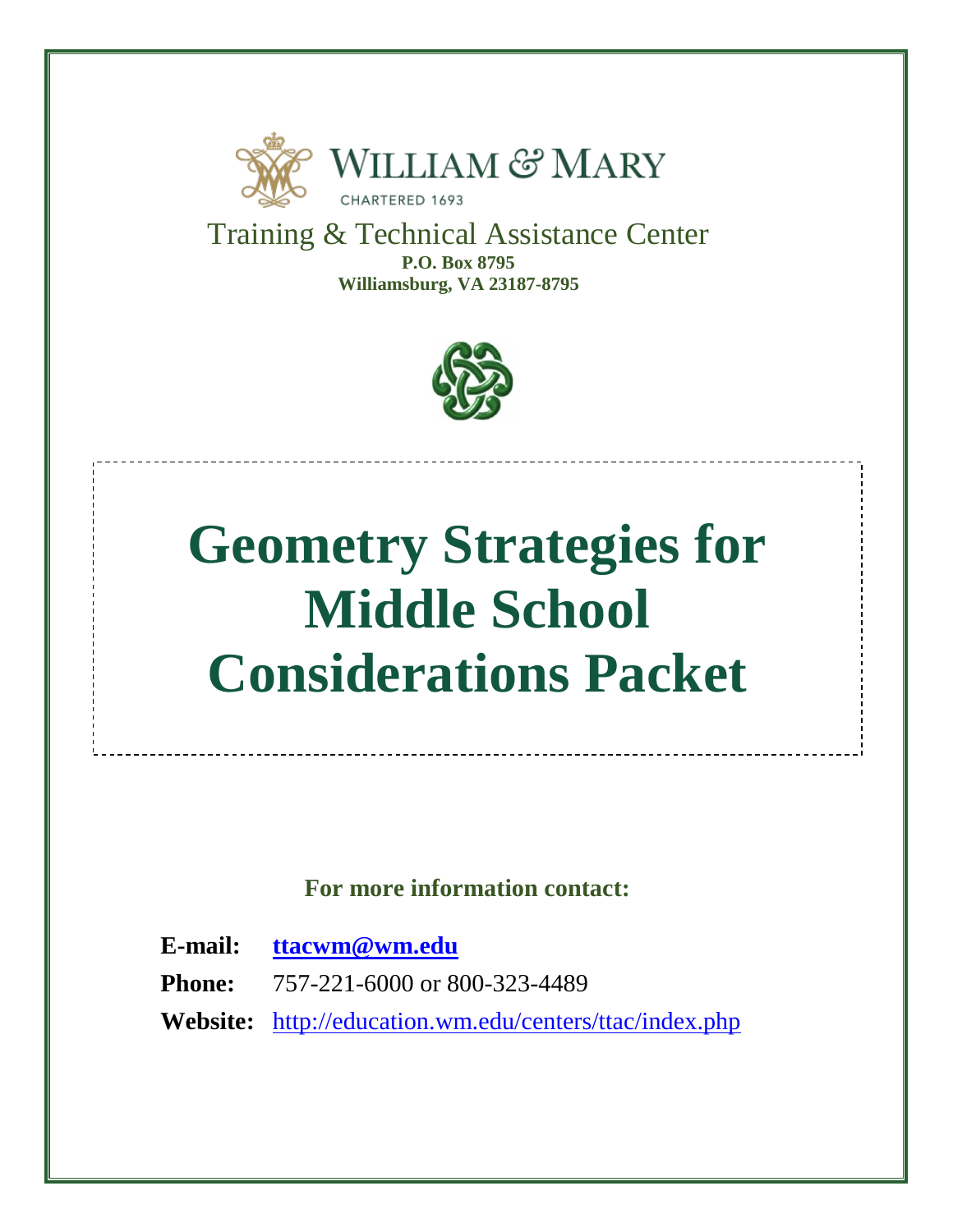WILLIAM & MARY

CHARTERED 1693

Training & Technical Assistance Center

**P.O. Box 8795**
**Williamsburg, VA 23187-8795**

# Geometry Strategies for Middle School Considerations Packet

**For more information contact:**

**E-mail:** **ttacwm@wm.edu**

**Phone:** 757-221-6000 or 800-323-4489

**Website:** http://education.wm.edu/centers/ttac/index.php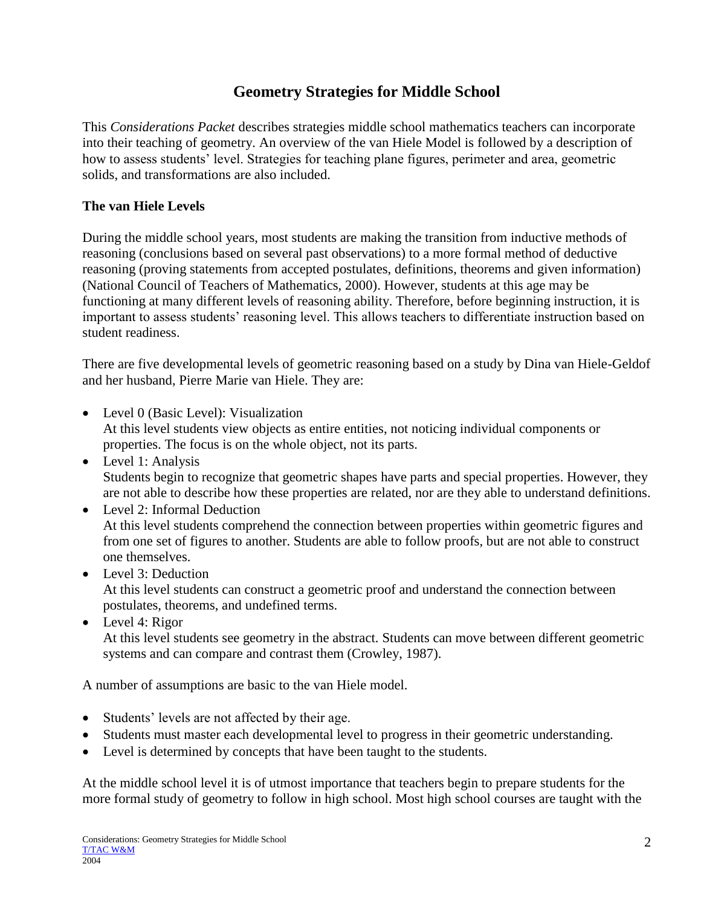# Geometry Strategies for Middle School

This *Considerations Packet* describes strategies middle school mathematics teachers can incorporate into their teaching of geometry. An overview of the van Hiele Model is followed by a description of how to assess students' level. Strategies for teaching plane figures, perimeter and area, geometric solids, and transformations are also included.

## The van Hiele Levels

During the middle school years, most students are making the transition from inductive methods of reasoning (conclusions based on several past observations) to a more formal method of deductive reasoning (proving statements from accepted postulates, definitions, theorems and given information) (National Council of Teachers of Mathematics, 2000). However, students at this age may be functioning at many different levels of reasoning ability. Therefore, before beginning instruction, it is important to assess students' reasoning level. This allows teachers to differentiate instruction based on student readiness.

There are five developmental levels of geometric reasoning based on a study by Dina van Hiele-Geldof and her husband, Pierre Marie van Hiele. They are:

- Level 0 (Basic Level): Visualization
  At this level students view objects as entire entities, not noticing individual components or properties. The focus is on the whole object, not its parts.
- Level 1: Analysis
  Students begin to recognize that geometric shapes have parts and special properties. However, they are not able to describe how these properties are related, nor are they able to understand definitions.
- Level 2: Informal Deduction
  At this level students comprehend the connection between properties within geometric figures and from one set of figures to another. Students are able to follow proofs, but are not able to construct one themselves.
- Level 3: Deduction
  At this level students can construct a geometric proof and understand the connection between postulates, theorems, and undefined terms.
- Level 4: Rigor
  At this level students see geometry in the abstract. Students can move between different geometric systems and can compare and contrast them (Crowley, 1987).

A number of assumptions are basic to the van Hiele model.

- Students' levels are not affected by their age.
- Students must master each developmental level to progress in their geometric understanding.
- Level is determined by concepts that have been taught to the students.

At the middle school level it is of utmost importance that teachers begin to prepare students for the more formal study of geometry to follow in high school. Most high school courses are taught with the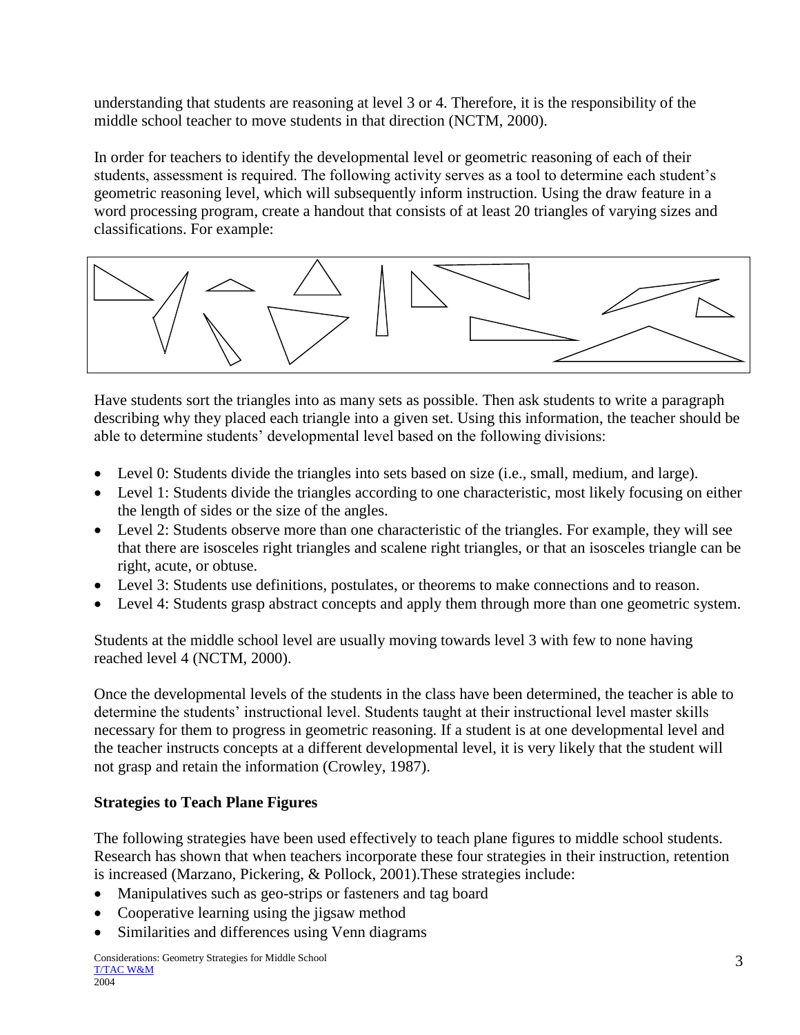understanding that students are reasoning at level 3 or 4. Therefore, it is the responsibility of the middle school teacher to move students in that direction (NCTM, 2000).

In order for teachers to identify the developmental level or geometric reasoning of each of their students, assessment is required. The following activity serves as a tool to determine each student's geometric reasoning level, which will subsequently inform instruction. Using the draw feature in a word processing program, create a handout that consists of at least 20 triangles of varying sizes and classifications. For example:

Have students sort the triangles into as many sets as possible. Then ask students to write a paragraph describing why they placed each triangle into a given set. Using this information, the teacher should be able to determine students' developmental level based on the following divisions:

- Level 0: Students divide the triangles into sets based on size (i.e., small, medium, and large).
- Level 1: Students divide the triangles according to one characteristic, most likely focusing on either the length of sides or the size of the angles.
- Level 2: Students observe more than one characteristic of the triangles. For example, they will see that there are isosceles right triangles and scalene right triangles, or that an isosceles triangle can be right, acute, or obtuse.
- Level 3: Students use definitions, postulates, or theorems to make connections and to reason.
- Level 4: Students grasp abstract concepts and apply them through more than one geometric system.

Students at the middle school level are usually moving towards level 3 with few to none having reached level 4 (NCTM, 2000).

Once the developmental levels of the students in the class have been determined, the teacher is able to determine the students' instructional level. Students taught at their instructional level master skills necessary for them to progress in geometric reasoning. If a student is at one developmental level and the teacher instructs concepts at a different developmental level, it is very likely that the student will not grasp and retain the information (Crowley, 1987).

**Strategies to Teach Plane Figures**

The following strategies have been used effectively to teach plane figures to middle school students. Research has shown that when teachers incorporate these four strategies in their instruction, retention is increased (Marzano, Pickering, & Pollock, 2001).These strategies include:

- Manipulatives such as geo-strips or fasteners and tag board
- Cooperative learning using the jigsaw method
- Similarities and differences using Venn diagrams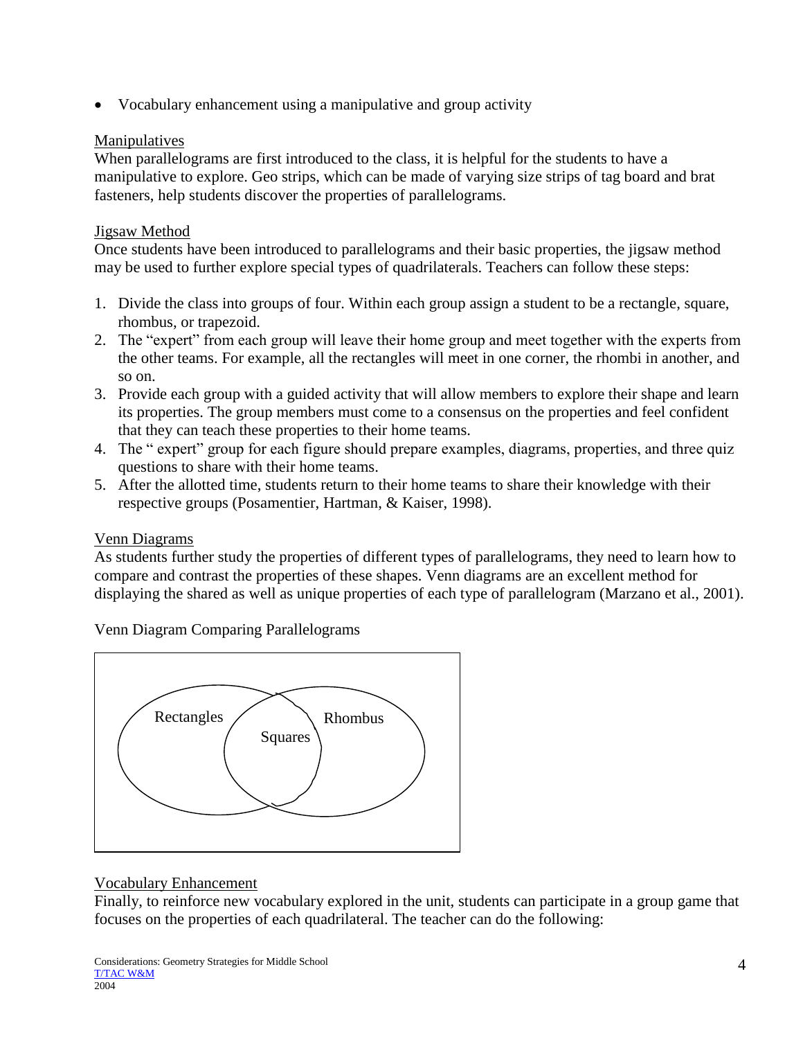- Vocabulary enhancement using a manipulative and group activity

Manipulatives

When parallelograms are first introduced to the class, it is helpful for the students to have a manipulative to explore. Geo strips, which can be made of varying size strips of tag board and brat fasteners, help students discover the properties of parallelograms.

Jigsaw Method

Once students have been introduced to parallelograms and their basic properties, the jigsaw method may be used to further explore special types of quadrilaterals. Teachers can follow these steps:

1. Divide the class into groups of four. Within each group assign a student to be a rectangle, square, rhombus, or trapezoid.
2. The "expert" from each group will leave their home group and meet together with the experts from the other teams. For example, all the rectangles will meet in one corner, the rhombi in another, and so on.
3. Provide each group with a guided activity that will allow members to explore their shape and learn its properties. The group members must come to a consensus on the properties and feel confident that they can teach these properties to their home teams.
4. The " expert" group for each figure should prepare examples, diagrams, properties, and three quiz questions to share with their home teams.
5. After the allotted time, students return to their home teams to share their knowledge with their respective groups (Posamentier, Hartman, & Kaiser, 1998).

Venn Diagrams

As students further study the properties of different types of parallelograms, they need to learn how to compare and contrast the properties of these shapes. Venn diagrams are an excellent method for displaying the shared as well as unique properties of each type of parallelogram (Marzano et al., 2001).

Venn Diagram Comparing Parallelograms

Rectangles

Squares

Rhombus

Vocabulary Enhancement

Finally, to reinforce new vocabulary explored in the unit, students can participate in a group game that focuses on the properties of each quadrilateral. The teacher can do the following: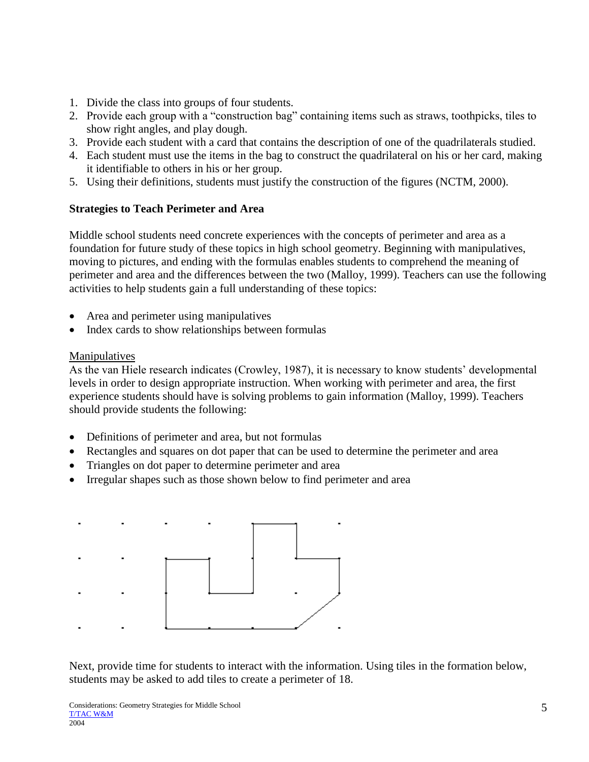1. Divide the class into groups of four students.
2. Provide each group with a "construction bag" containing items such as straws, toothpicks, tiles to show right angles, and play dough.
3. Provide each student with a card that contains the description of one of the quadrilaterals studied.
4. Each student must use the items in the bag to construct the quadrilateral on his or her card, making it identifiable to others in his or her group.
5. Using their definitions, students must justify the construction of the figures (NCTM, 2000).

**Strategies to Teach Perimeter and Area**

Middle school students need concrete experiences with the concepts of perimeter and area as a foundation for future study of these topics in high school geometry. Beginning with manipulatives, moving to pictures, and ending with the formulas enables students to comprehend the meaning of perimeter and area and the differences between the two (Malloy, 1999). Teachers can use the following activities to help students gain a full understanding of these topics:

- Area and perimeter using manipulatives
- Index cards to show relationships between formulas

Manipulatives

As the van Hiele research indicates (Crowley, 1987), it is necessary to know students' developmental levels in order to design appropriate instruction. When working with perimeter and area, the first experience students should have is solving problems to gain information (Malloy, 1999). Teachers should provide students the following:

- Definitions of perimeter and area, but not formulas
- Rectangles and squares on dot paper that can be used to determine the perimeter and area
- Triangles on dot paper to determine perimeter and area
- Irregular shapes such as those shown below to find perimeter and area

Next, provide time for students to interact with the information. Using tiles in the formation below, students may be asked to add tiles to create a perimeter of 18.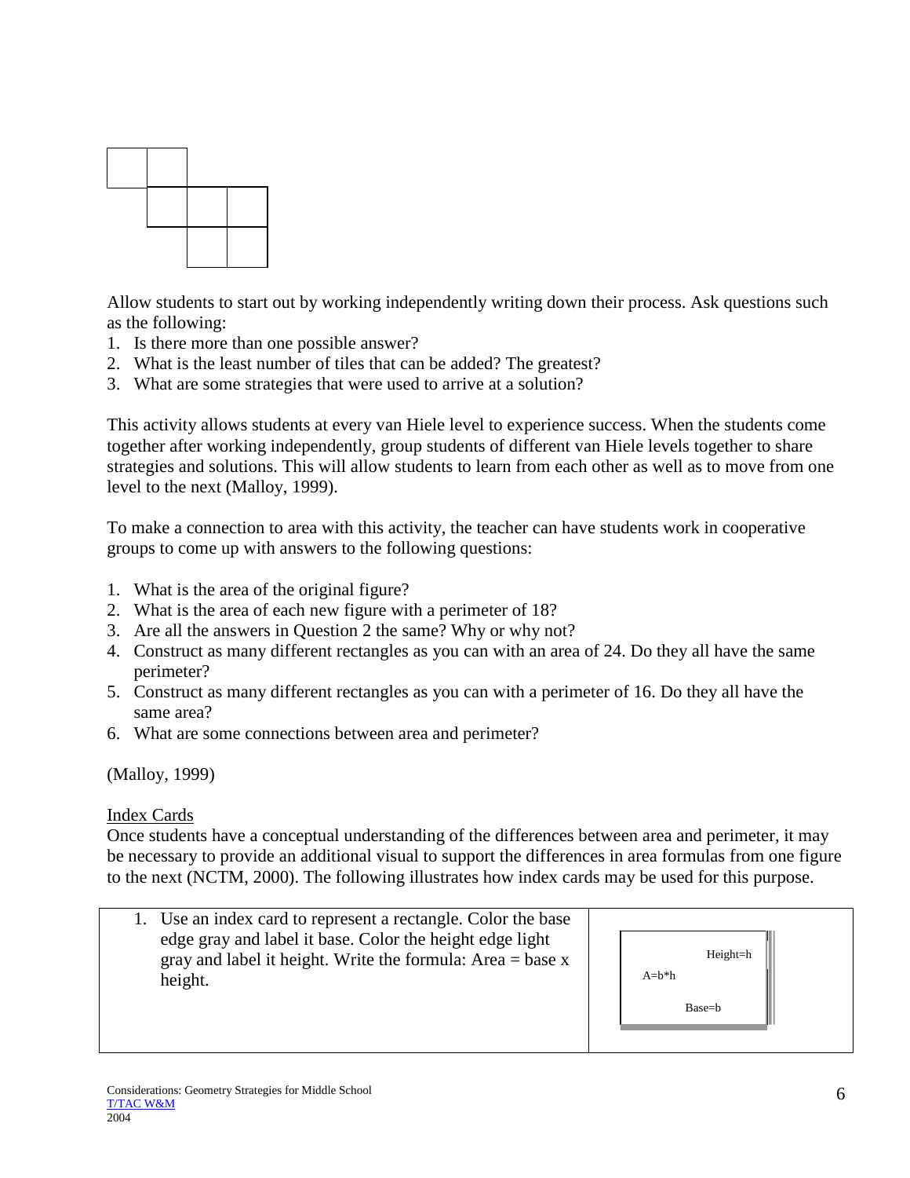Allow students to start out by working independently writing down their process. Ask questions such as the following:

1. Is there more than one possible answer?
2. What is the least number of tiles that can be added? The greatest?
3. What are some strategies that were used to arrive at a solution?

This activity allows students at every van Hiele level to experience success. When the students come together after working independently, group students of different van Hiele levels together to share strategies and solutions. This will allow students to learn from each other as well as to move from one level to the next (Malloy, 1999).

To make a connection to area with this activity, the teacher can have students work in cooperative groups to come up with answers to the following questions:

1. What is the area of the original figure?
2. What is the area of each new figure with a perimeter of 18?
3. Are all the answers in Question 2 the same? Why or why not?
4. Construct as many different rectangles as you can with an area of 24. Do they all have the same perimeter?
5. Construct as many different rectangles as you can with a perimeter of 16. Do they all have the same area?
6. What are some connections between area and perimeter?

(Malloy, 1999)

<u>Index Cards</u>

Once students have a conceptual understanding of the differences between area and perimeter, it may be necessary to provide an additional visual to support the differences in area formulas from one figure to the next (NCTM, 2000). The following illustrates how index cards may be used for this purpose.

| | |
|---|---|
| 1. Use an index card to represent a rectangle. Color the base edge gray and label it base. Color the height edge light gray and label it height. Write the formula: Area = base x height. | Height=h<br>A=b*h<br>Base=b |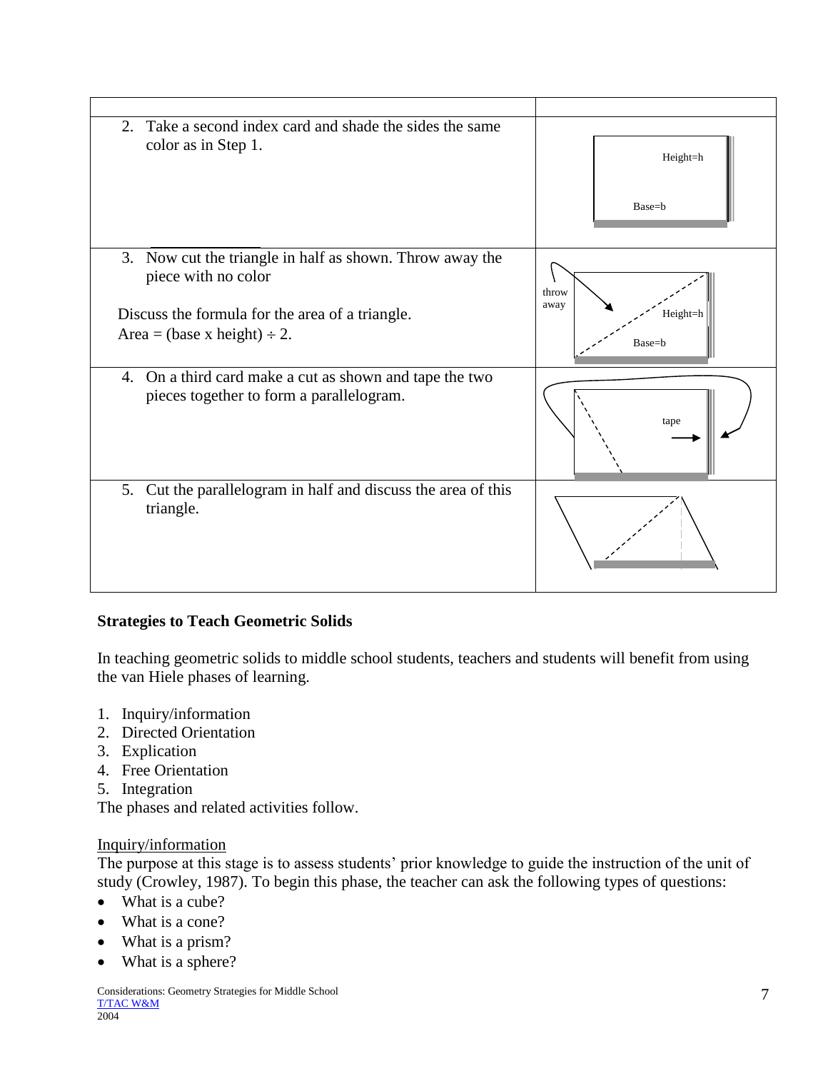| | |
|---|---|
| 2. Take a second index card and shade the sides the same color as in Step 1. | Height=h<br>Base=b |
| 3. Now cut the triangle in half as shown. Throw away the piece with no color<br><br>Discuss the formula for the area of a triangle.<br>Area = (base x height) ÷ 2. | throw away<br>Height=h<br>Base=b |
| 4. On a third card make a cut as shown and tape the two pieces together to form a parallelogram. | tape |
| 5. Cut the parallelogram in half and discuss the area of this triangle. | |

**Strategies to Teach Geometric Solids**

In teaching geometric solids to middle school students, teachers and students will benefit from using the van Hiele phases of learning.

1. Inquiry/information
2. Directed Orientation
3. Explication
4. Free Orientation
5. Integration

The phases and related activities follow.

Inquiry/information

The purpose at this stage is to assess students' prior knowledge to guide the instruction of the unit of study (Crowley, 1987). To begin this phase, the teacher can ask the following types of questions:

- What is a cube?
- What is a cone?
- What is a prism?
- What is a sphere?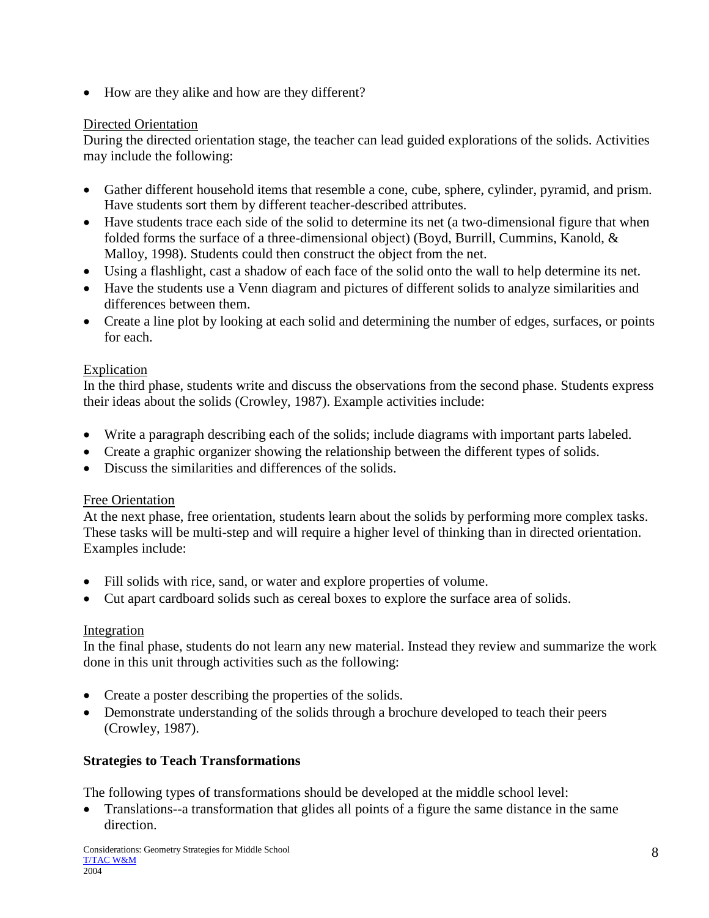- How are they alike and how are they different?

Directed Orientation

During the directed orientation stage, the teacher can lead guided explorations of the solids. Activities may include the following:

- Gather different household items that resemble a cone, cube, sphere, cylinder, pyramid, and prism. Have students sort them by different teacher-described attributes.
- Have students trace each side of the solid to determine its net (a two-dimensional figure that when folded forms the surface of a three-dimensional object) (Boyd, Burrill, Cummins, Kanold, & Malloy, 1998). Students could then construct the object from the net.
- Using a flashlight, cast a shadow of each face of the solid onto the wall to help determine its net.
- Have the students use a Venn diagram and pictures of different solids to analyze similarities and differences between them.
- Create a line plot by looking at each solid and determining the number of edges, surfaces, or points for each.

Explication

In the third phase, students write and discuss the observations from the second phase. Students express their ideas about the solids (Crowley, 1987). Example activities include:

- Write a paragraph describing each of the solids; include diagrams with important parts labeled.
- Create a graphic organizer showing the relationship between the different types of solids.
- Discuss the similarities and differences of the solids.

Free Orientation

At the next phase, free orientation, students learn about the solids by performing more complex tasks. These tasks will be multi-step and will require a higher level of thinking than in directed orientation. Examples include:

- Fill solids with rice, sand, or water and explore properties of volume.
- Cut apart cardboard solids such as cereal boxes to explore the surface area of solids.

Integration

In the final phase, students do not learn any new material. Instead they review and summarize the work done in this unit through activities such as the following:

- Create a poster describing the properties of the solids.
- Demonstrate understanding of the solids through a brochure developed to teach their peers (Crowley, 1987).

**Strategies to Teach Transformations**

The following types of transformations should be developed at the middle school level:

- Translations--a transformation that glides all points of a figure the same distance in the same direction.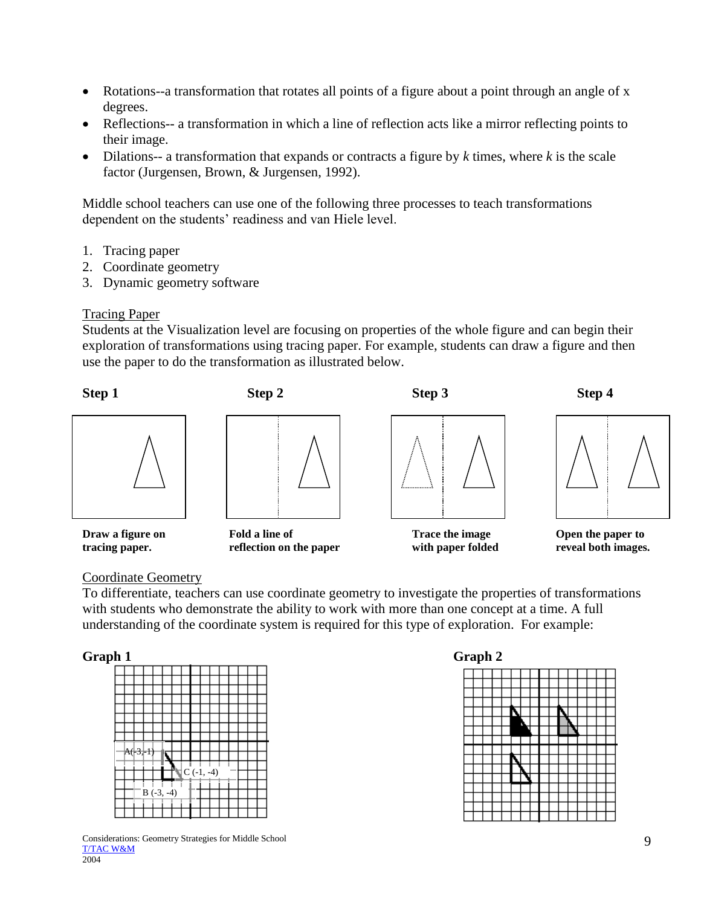- Rotations--a transformation that rotates all points of a figure about a point through an angle of x degrees.
- Reflections-- a transformation in which a line of reflection acts like a mirror reflecting points to their image.
- Dilations-- a transformation that expands or contracts a figure by *k* times, where *k* is the scale factor (Jurgensen, Brown, & Jurgensen, 1992).

Middle school teachers can use one of the following three processes to teach transformations dependent on the students' readiness and van Hiele level.

1. Tracing paper
2. Coordinate geometry
3. Dynamic geometry software

Tracing Paper

Students at the Visualization level are focusing on properties of the whole figure and can begin their exploration of transformations using tracing paper. For example, students can draw a figure and then use the paper to do the transformation as illustrated below.

**Step 1** — **Draw a figure on tracing paper.**

**Step 2** — **Fold a line of reflection on the paper**

**Step 3** — **Trace the image with paper folded**

**Step 4** — **Open the paper to reveal both images.**

Coordinate Geometry

To differentiate, teachers can use coordinate geometry to investigate the properties of transformations with students who demonstrate the ability to work with more than one concept at a time. A full understanding of the coordinate system is required for this type of exploration. For example:

**Graph 1**

A(-3,-1)

C (-1, -4)

B (-3, -4)

**Graph 2**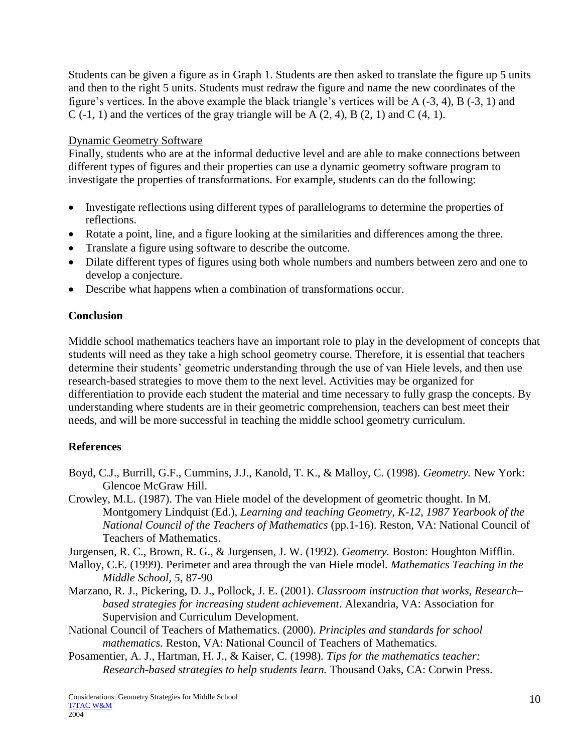Students can be given a figure as in Graph 1. Students are then asked to translate the figure up 5 units and then to the right 5 units. Students must redraw the figure and name the new coordinates of the figure's vertices. In the above example the black triangle's vertices will be A (-3, 4), B (-3, 1) and C (-1, 1) and the vertices of the gray triangle will be A (2, 4), B (2, 1) and C (4, 1).

<u>Dynamic Geometry Software</u>
Finally, students who are at the informal deductive level and are able to make connections between different types of figures and their properties can use a dynamic geometry software program to investigate the properties of transformations. For example, students can do the following:

- Investigate reflections using different types of parallelograms to determine the properties of reflections.
- Rotate a point, line, and a figure looking at the similarities and differences among the three.
- Translate a figure using software to describe the outcome.
- Dilate different types of figures using both whole numbers and numbers between zero and one to develop a conjecture.
- Describe what happens when a combination of transformations occur.

## Conclusion

Middle school mathematics teachers have an important role to play in the development of concepts that students will need as they take a high school geometry course. Therefore, it is essential that teachers determine their students' geometric understanding through the use of van Hiele levels, and then use research-based strategies to move them to the next level. Activities may be organized for differentiation to provide each student the material and time necessary to fully grasp the concepts. By understanding where students are in their geometric comprehension, teachers can best meet their needs, and will be more successful in teaching the middle school geometry curriculum.

## References

Boyd, C.J., Burrill, G.F., Cummins, J.J., Kanold, T. K., & Malloy, C. (1998). *Geometry.* New York: Glencoe McGraw Hill.

Crowley, M.L. (1987). The van Hiele model of the development of geometric thought. In M. Montgomery Lindquist (Ed.), *Learning and teaching Geometry, K-12, 1987 Yearbook of the National Council of the Teachers of Mathematics* (pp.1-16). Reston, VA: National Council of Teachers of Mathematics.

Jurgensen, R. C., Brown, R. G., & Jurgensen, J. W. (1992). *Geometry.* Boston: Houghton Mifflin.

Malloy, C.E. (1999). Perimeter and area through the van Hiele model. *Mathematics Teaching in the Middle School, 5,* 87-90

Marzano, R. J., Pickering, D. J., Pollock, J. E. (2001). *Classroom instruction that works, Research–based strategies for increasing student achievement*. Alexandria, VA: Association for Supervision and Curriculum Development.

National Council of Teachers of Mathematics. (2000). *Principles and standards for school mathematics.* Reston, VA: National Council of Teachers of Mathematics.

Posamentier, A. J., Hartman, H. J., & Kaiser, C. (1998). *Tips for the mathematics teacher: Research-based strategies to help students learn.* Thousand Oaks, CA: Corwin Press.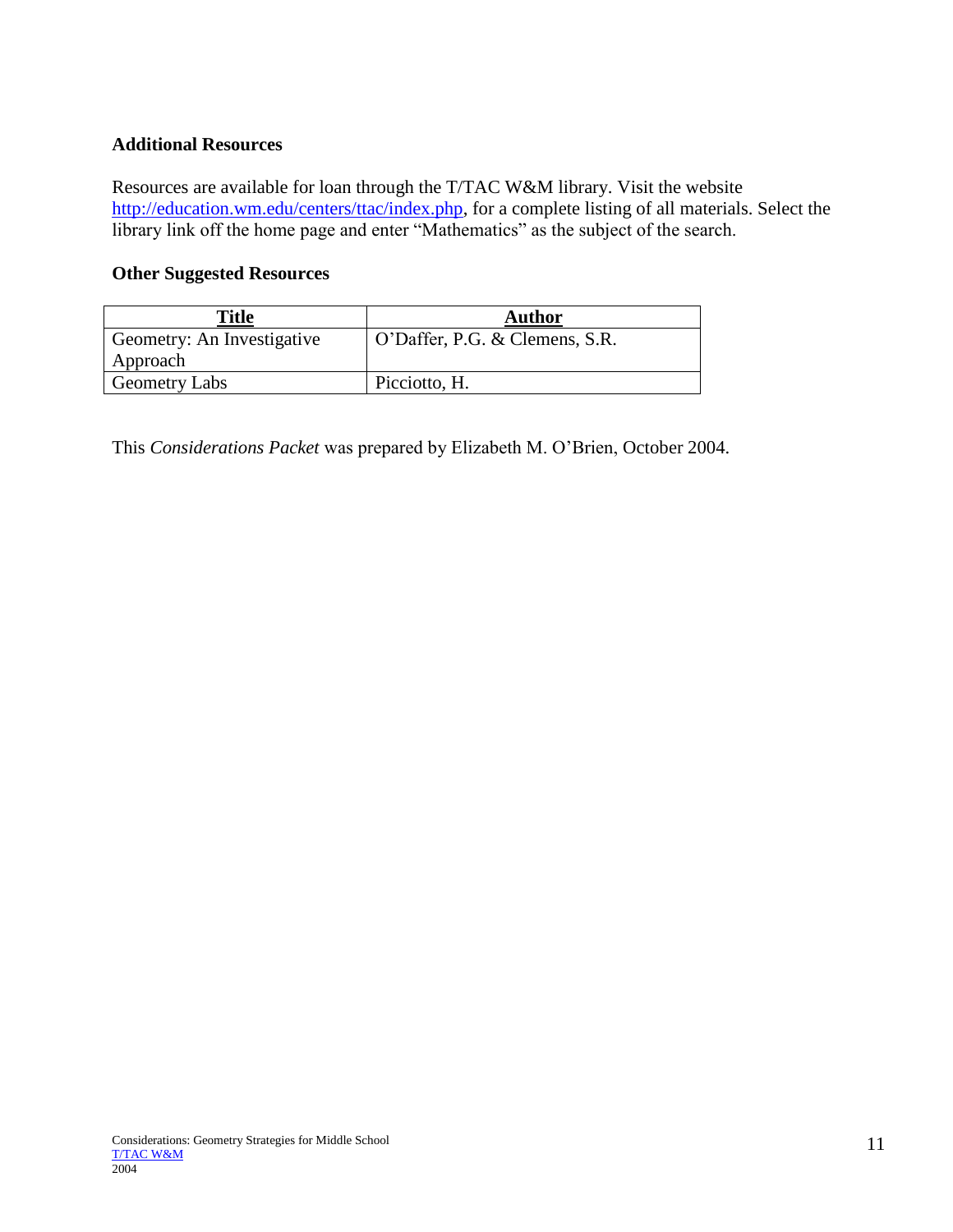### Additional Resources

Resources are available for loan through the T/TAC W&M library. Visit the website http://education.wm.edu/centers/ttac/index.php, for a complete listing of all materials. Select the library link off the home page and enter "Mathematics" as the subject of the search.

### Other Suggested Resources

| Title | Author |
|---|---|
| Geometry: An Investigative Approach | O'Daffer, P.G. & Clemens, S.R. |
| Geometry Labs | Picciotto, H. |

This *Considerations Packet* was prepared by Elizabeth M. O'Brien, October 2004.